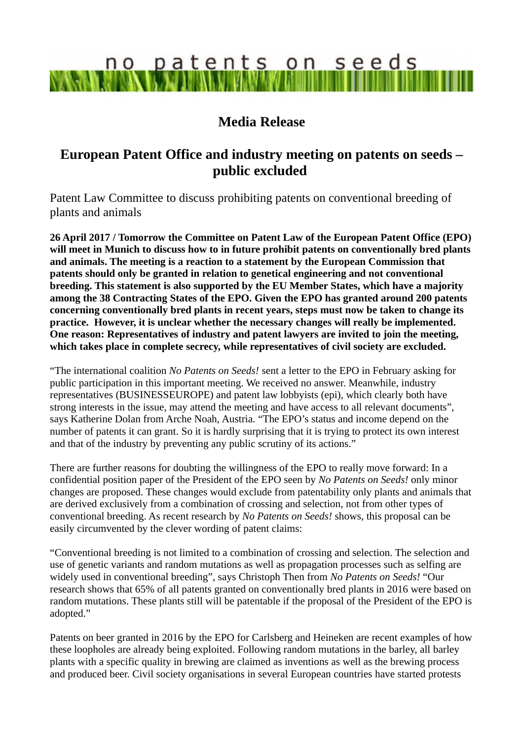no patents on seeds

## Media Release

# European Patent Office and industry meeting on patents on seeds – public excluded

Patent Law Committee to discuss prohibiting patents on conventional breeding of plants and animals

**26 April 2017 / Tomorrow the Committee on Patent Law of the European Patent Office (EPO) will meet in Munich to discuss how to in future prohibit patents on conventionally bred plants and animals. The meeting is a reaction to a statement by the European Commission that patents should only be granted in relation to genetical engineering and not conventional breeding. This statement is also supported by the EU Member States, which have a majority among the 38 Contracting States of the EPO. Given the EPO has granted around 200 patents concerning conventionally bred plants in recent years, steps must now be taken to change its practice. However, it is unclear whether the necessary changes will really be implemented. One reason: Representatives of industry and patent lawyers are invited to join the meeting, which takes place in complete secrecy, while representatives of civil society are excluded.**

"The international coalition *No Patents on Seeds!* sent a letter to the EPO in February asking for public participation in this important meeting. We received no answer. Meanwhile, industry representatives (BUSINESSEUROPE) and patent law lobbyists (epi), which clearly both have strong interests in the issue, may attend the meeting and have access to all relevant documents", says Katherine Dolan from Arche Noah, Austria. "The EPO's status and income depend on the number of patents it can grant. So it is hardly surprising that it is trying to protect its own interest and that of the industry by preventing any public scrutiny of its actions."

There are further reasons for doubting the willingness of the EPO to really move forward: In a confidential position paper of the President of the EPO seen by *No Patents on Seeds!* only minor changes are proposed. These changes would exclude from patentability only plants and animals that are derived exclusively from a combination of crossing and selection, not from other types of conventional breeding. As recent research by *No Patents on Seeds!* shows, this proposal can be easily circumvented by the clever wording of patent claims:

"Conventional breeding is not limited to a combination of crossing and selection. The selection and use of genetic variants and random mutations as well as propagation processes such as selfing are widely used in conventional breeding", says Christoph Then from *No Patents on Seeds!* "Our research shows that 65% of all patents granted on conventionally bred plants in 2016 were based on random mutations. These plants still will be patentable if the proposal of the President of the EPO is adopted."

Patents on beer granted in 2016 by the EPO for Carlsberg and Heineken are recent examples of how these loopholes are already being exploited. Following random mutations in the barley, all barley plants with a specific quality in brewing are claimed as inventions as well as the brewing process and produced beer. Civil society organisations in several European countries have started protests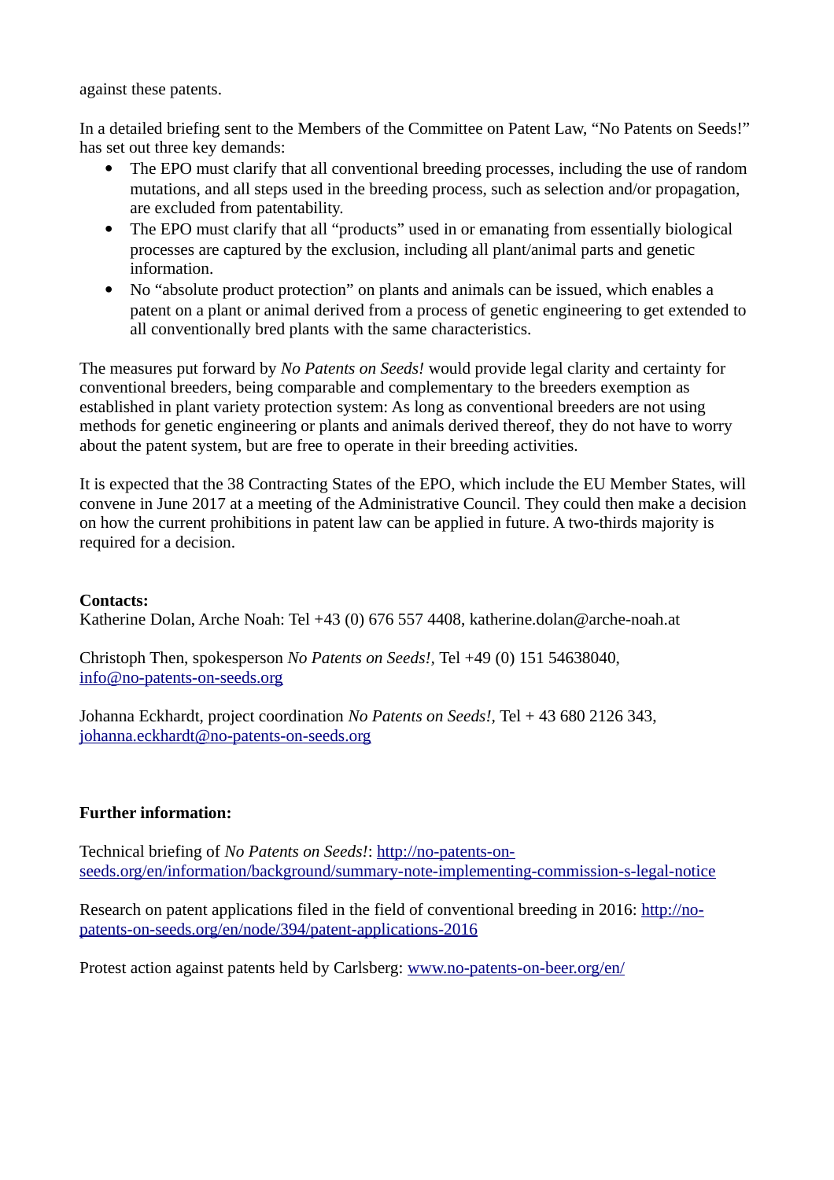against these patents.

In a detailed briefing sent to the Members of the Committee on Patent Law, "No Patents on Seeds!" has set out three key demands:

- The EPO must clarify that all conventional breeding processes, including the use of random mutations, and all steps used in the breeding process, such as selection and/or propagation, are excluded from patentability.
- The EPO must clarify that all "products" used in or emanating from essentially biological processes are captured by the exclusion, including all plant/animal parts and genetic information.
- No "absolute product protection" on plants and animals can be issued, which enables a patent on a plant or animal derived from a process of genetic engineering to get extended to all conventionally bred plants with the same characteristics.

The measures put forward by *No Patents on Seeds!* would provide legal clarity and certainty for conventional breeders, being comparable and complementary to the breeders exemption as established in plant variety protection system: As long as conventional breeders are not using methods for genetic engineering or plants and animals derived thereof, they do not have to worry about the patent system, but are free to operate in their breeding activities.

It is expected that the 38 Contracting States of the EPO, which include the EU Member States, will convene in June 2017 at a meeting of the Administrative Council. They could then make a decision on how the current prohibitions in patent law can be applied in future. A two-thirds majority is required for a decision.

**Contacts:**

Katherine Dolan, Arche Noah: Tel +43 (0) 676 557 4408, katherine.dolan@arche-noah.at

Christoph Then, spokesperson *No Patents on Seeds!*, Tel +49 (0) 151 54638040, info@no-patents-on-seeds.org

Johanna Eckhardt, project coordination *No Patents on Seeds!*, Tel + 43 680 2126 343, johanna.eckhardt@no-patents-on-seeds.org

**Further information:**

Technical briefing of *No Patents on Seeds!*: http://no-patents-on-seeds.org/en/information/background/summary-note-implementing-commission-s-legal-notice

Research on patent applications filed in the field of conventional breeding in 2016: http://no-patents-on-seeds.org/en/node/394/patent-applications-2016

Protest action against patents held by Carlsberg: www.no-patents-on-beer.org/en/